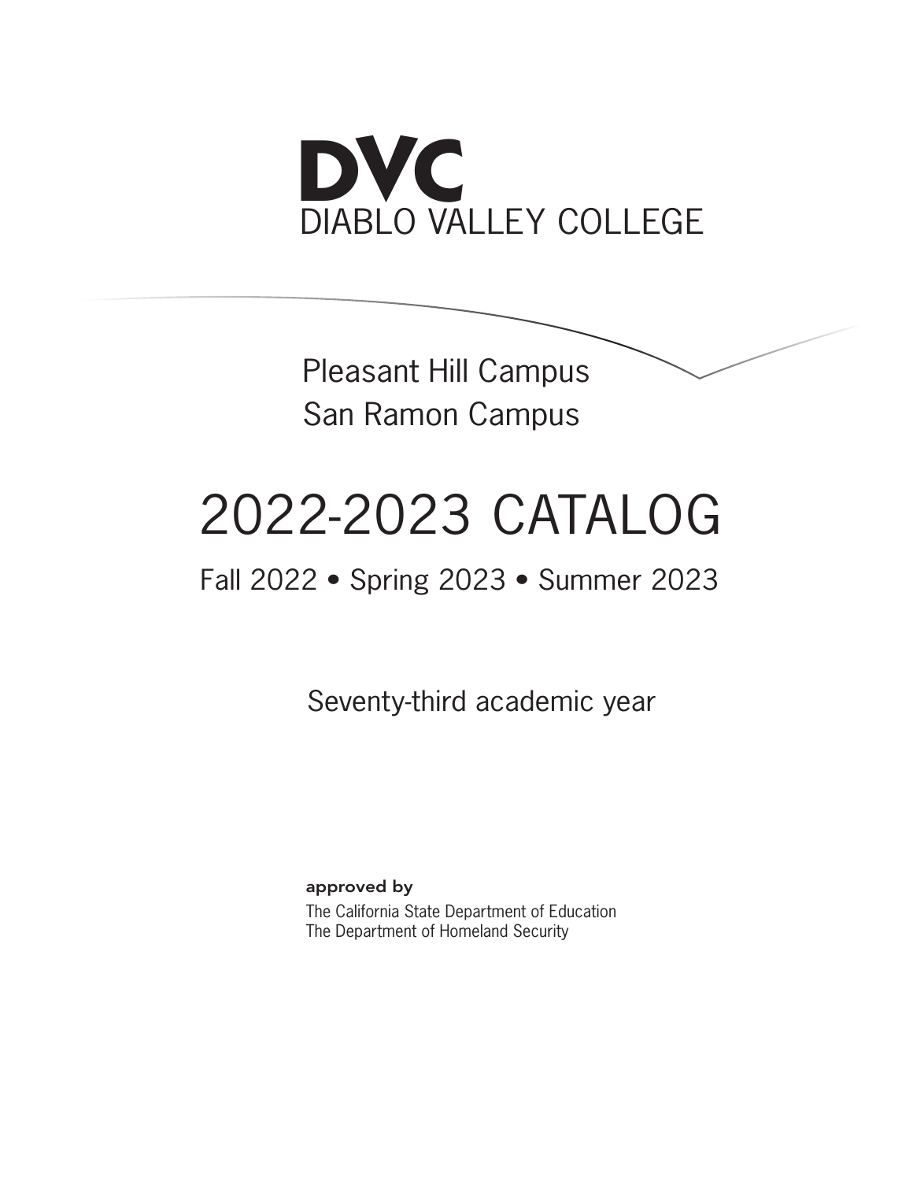# DVC
## DIABLO VALLEY COLLEGE

Pleasant Hill Campus
San Ramon Campus

# 2022-2023 CATALOG

Fall 2022 • Spring 2023 • Summer 2023

Seventy-third academic year

**approved by**

The California State Department of Education
The Department of Homeland Security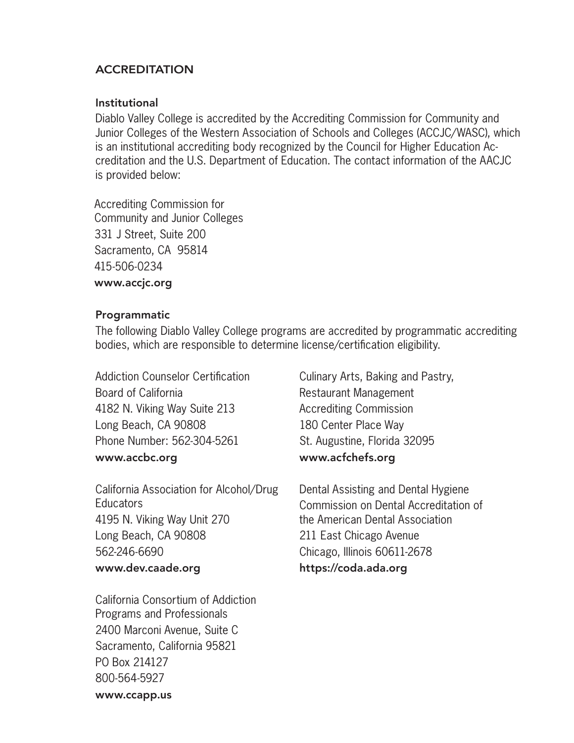## ACCREDITATION

### Institutional

Diablo Valley College is accredited by the Accrediting Commission for Community and Junior Colleges of the Western Association of Schools and Colleges (ACCJC/WASC), which is an institutional accrediting body recognized by the Council for Higher Education Accreditation and the U.S. Department of Education. The contact information of the AACJC is provided below:

Accrediting Commission for
Community and Junior Colleges
331 J Street, Suite 200
Sacramento, CA 95814
415-506-0234
**www.accjc.org**

### Programmatic

The following Diablo Valley College programs are accredited by programmatic accrediting bodies, which are responsible to determine license/certification eligibility.

Addiction Counselor Certification
Board of California
4182 N. Viking Way Suite 213
Long Beach, CA 90808
Phone Number: 562-304-5261
**www.accbc.org**

California Association for Alcohol/Drug Educators
4195 N. Viking Way Unit 270
Long Beach, CA 90808
562-246-6690
**www.dev.caade.org**

California Consortium of Addiction
Programs and Professionals
2400 Marconi Avenue, Suite C
Sacramento, California 95821
PO Box 214127
800-564-5927
**www.ccapp.us**

Culinary Arts, Baking and Pastry,
Restaurant Management
Accrediting Commission
180 Center Place Way
St. Augustine, Florida 32095
**www.acfchefs.org**

Dental Assisting and Dental Hygiene
Commission on Dental Accreditation of
the American Dental Association
211 East Chicago Avenue
Chicago, Illinois 60611-2678
**https://coda.ada.org**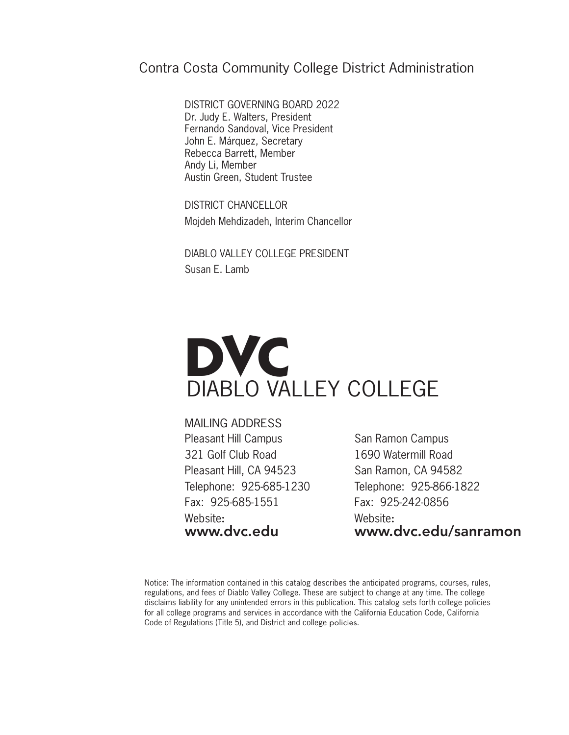# Contra Costa Community College District Administration

DISTRICT GOVERNING BOARD 2022
Dr. Judy E. Walters, President
Fernando Sandoval, Vice President
John E. Márquez, Secretary
Rebecca Barrett, Member
Andy Li, Member
Austin Green, Student Trustee

DISTRICT CHANCELLOR
Mojdeh Mehdizadeh, Interim Chancellor

DIABLO VALLEY COLLEGE PRESIDENT
Susan E. Lamb

**DVC**
DIABLO VALLEY COLLEGE

MAILING ADDRESS

Pleasant Hill Campus
321 Golf Club Road
Pleasant Hill, CA 94523
Telephone: 925-685-1230
Fax: 925-685-1551
Website:
**www.dvc.edu**

San Ramon Campus
1690 Watermill Road
San Ramon, CA 94582
Telephone: 925-866-1822
Fax: 925-242-0856
Website:
**www.dvc.edu/sanramon**

Notice: The information contained in this catalog describes the anticipated programs, courses, rules, regulations, and fees of Diablo Valley College. These are subject to change at any time. The college disclaims liability for any unintended errors in this publication. This catalog sets forth college policies for all college programs and services in accordance with the California Education Code, California Code of Regulations (Title 5), and District and college policies.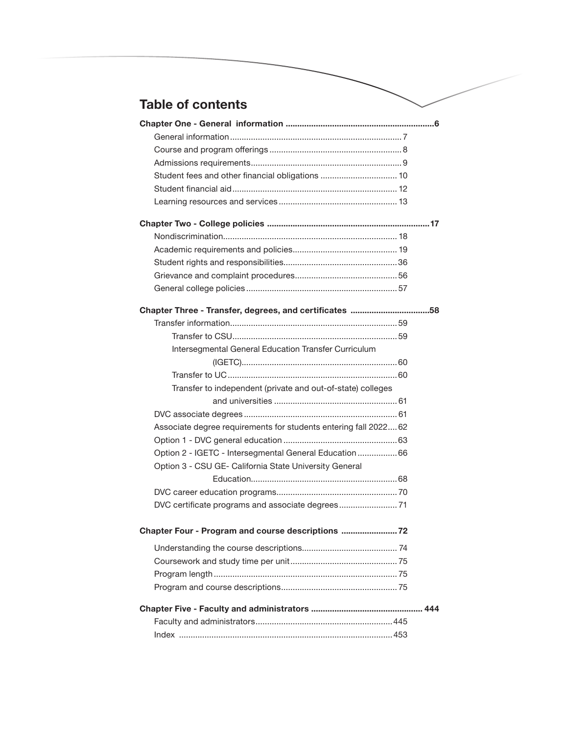# Table of contents

**Chapter One - General information ....6**

- General information .... 7
- Course and program offerings .... 8
- Admissions requirements .... 9
- Student fees and other financial obligations .... 10
- Student financial aid .... 12
- Learning resources and services .... 13

**Chapter Two - College policies .... 17**

- Nondiscrimination .... 18
- Academic requirements and policies .... 19
- Student rights and responsibilities .... 36
- Grievance and complaint procedures .... 56
- General college policies .... 57

**Chapter Three - Transfer, degrees, and certificates .... 58**

- Transfer information .... 59
  - Transfer to CSU .... 59
  - Intersegmental General Education Transfer Curriculum (IGETC) .... 60
  - Transfer to UC .... 60
  - Transfer to independent (private and out-of-state) colleges and universities .... 61
- DVC associate degrees .... 61
- Associate degree requirements for students entering fall 2022 .... 62
- Option 1 - DVC general education .... 63
- Option 2 - IGETC - Intersegmental General Education .... 66
- Option 3 - CSU GE- California State University General Education .... 68
- DVC career education programs .... 70
- DVC certificate programs and associate degrees .... 71

**Chapter Four - Program and course descriptions .... 72**

- Understanding the course descriptions .... 74
- Coursework and study time per unit .... 75
- Program length .... 75
- Program and course descriptions .... 75

**Chapter Five - Faculty and administrators .... 444**

- Faculty and administrators .... 445
- Index .... 453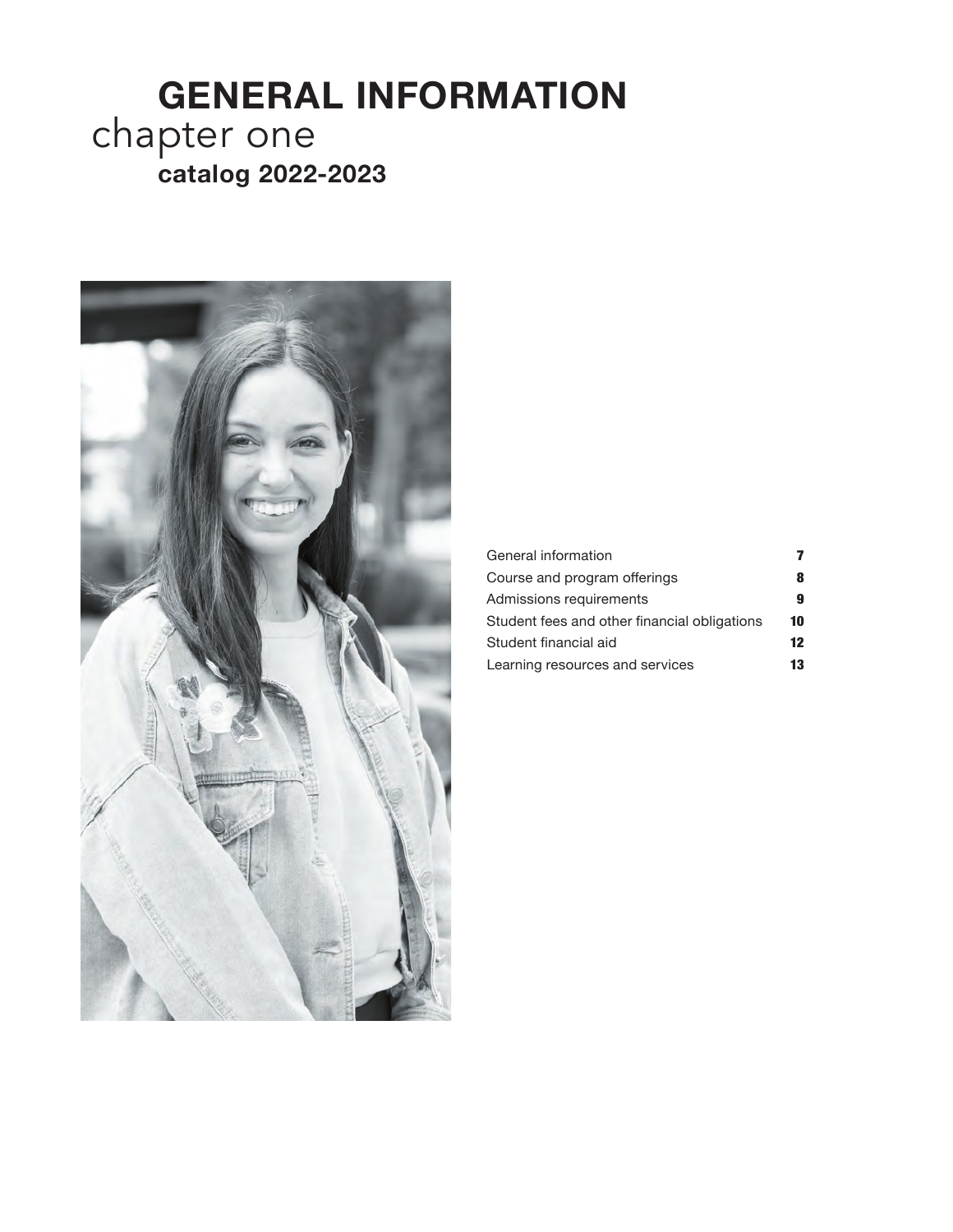# GENERAL INFORMATION

chapter one

**catalog 2022-2023**

| | |
|---|---|
| General information | **7** |
| Course and program offerings | **8** |
| Admissions requirements | **9** |
| Student fees and other financial obligations | **10** |
| Student financial aid | **12** |
| Learning resources and services | **13** |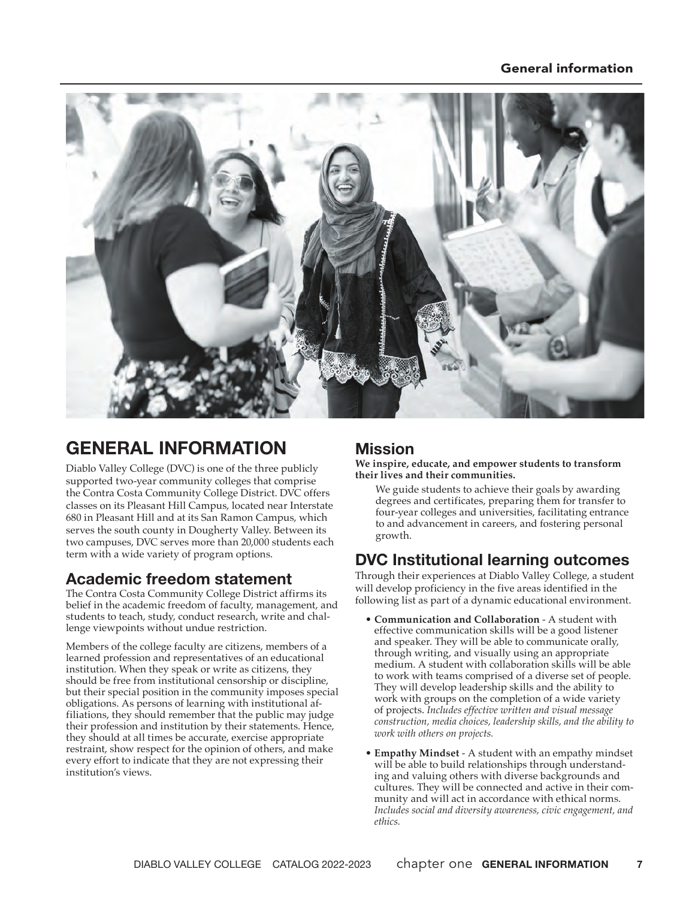# GENERAL INFORMATION

Diablo Valley College (DVC) is one of the three publicly supported two-year community colleges that comprise the Contra Costa Community College District. DVC offers classes on its Pleasant Hill Campus, located near Interstate 680 in Pleasant Hill and at its San Ramon Campus, which serves the south county in Dougherty Valley. Between its two campuses, DVC serves more than 20,000 students each term with a wide variety of program options.

## Academic freedom statement

The Contra Costa Community College District affirms its belief in the academic freedom of faculty, management, and students to teach, study, conduct research, write and challenge viewpoints without undue restriction.

Members of the college faculty are citizens, members of a learned profession and representatives of an educational institution. When they speak or write as citizens, they should be free from institutional censorship or discipline, but their special position in the community imposes special obligations. As persons of learning with institutional affiliations, they should remember that the public may judge their profession and institution by their statements. Hence, they should at all times be accurate, exercise appropriate restraint, show respect for the opinion of others, and make every effort to indicate that they are not expressing their institution's views.

## Mission

**We inspire, educate, and empower students to transform their lives and their communities.**

We guide students to achieve their goals by awarding degrees and certificates, preparing them for transfer to four-year colleges and universities, facilitating entrance to and advancement in careers, and fostering personal growth.

## DVC Institutional learning outcomes

Through their experiences at Diablo Valley College, a student will develop proficiency in the five areas identified in the following list as part of a dynamic educational environment.

- **Communication and Collaboration** - A student with effective communication skills will be a good listener and speaker. They will be able to communicate orally, through writing, and visually using an appropriate medium. A student with collaboration skills will be able to work with teams comprised of a diverse set of people. They will develop leadership skills and the ability to work with groups on the completion of a wide variety of projects. *Includes effective written and visual message construction, media choices, leadership skills, and the ability to work with others on projects.*
- **Empathy Mindset** - A student with an empathy mindset will be able to build relationships through understanding and valuing others with diverse backgrounds and cultures. They will be connected and active in their community and will act in accordance with ethical norms. *Includes social and diversity awareness, civic engagement, and ethics.*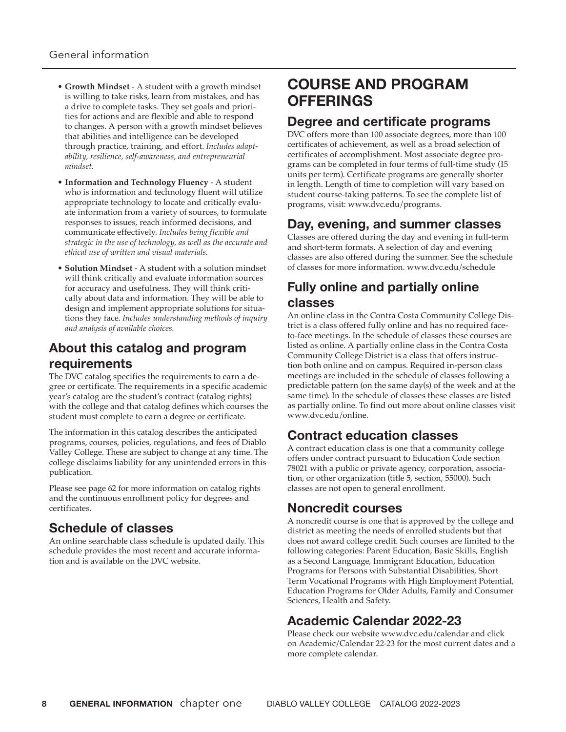- **Growth Mindset** - A student with a growth mindset is willing to take risks, learn from mistakes, and has a drive to complete tasks. They set goals and priorities for actions and are flexible and able to respond to changes. A person with a growth mindset believes that abilities and intelligence can be developed through practice, training, and effort. *Includes adaptability, resilience, self-awareness, and entrepreneurial mindset.*
- **Information and Technology Fluency** - A student who is information and technology fluent will utilize appropriate technology to locate and critically evaluate information from a variety of sources, to formulate responses to issues, reach informed decisions, and communicate effectively. *Includes being flexible and strategic in the use of technology, as well as the accurate and ethical use of written and visual materials.*
- **Solution Mindset** - A student with a solution mindset will think critically and evaluate information sources for accuracy and usefulness. They will think critically about data and information. They will be able to design and implement appropriate solutions for situations they face. *Includes understanding methods of inquiry and analysis of available choices.*

## About this catalog and program requirements

The DVC catalog specifies the requirements to earn a degree or certificate. The requirements in a specific academic year's catalog are the student's contract (catalog rights) with the college and that catalog defines which courses the student must complete to earn a degree or certificate.

The information in this catalog describes the anticipated programs, courses, policies, regulations, and fees of Diablo Valley College. These are subject to change at any time. The college disclaims liability for any unintended errors in this publication.

Please see page 62 for more information on catalog rights and the continuous enrollment policy for degrees and certificates.

## Schedule of classes

An online searchable class schedule is updated daily. This schedule provides the most recent and accurate information and is available on the DVC website.

# COURSE AND PROGRAM OFFERINGS

## Degree and certificate programs

DVC offers more than 100 associate degrees, more than 100 certificates of achievement, as well as a broad selection of certificates of accomplishment. Most associate degree programs can be completed in four terms of full-time study (15 units per term). Certificate programs are generally shorter in length. Length of time to completion will vary based on student course-taking patterns. To see the complete list of programs, visit: www.dvc.edu/programs.

## Day, evening, and summer classes

Classes are offered during the day and evening in full-term and short-term formats. A selection of day and evening classes are also offered during the summer. See the schedule of classes for more information. www.dvc.edu/schedule

## Fully online and partially online classes

An online class in the Contra Costa Community College District is a class offered fully online and has no required face-to-face meetings. In the schedule of classes these courses are listed as online. A partially online class in the Contra Costa Community College District is a class that offers instruction both online and on campus. Required in-person class meetings are included in the schedule of classes following a predictable pattern (on the same day(s) of the week and at the same time). In the schedule of classes these classes are listed as partially online. To find out more about online classes visit www.dvc.edu/online.

## Contract education classes

A contract education class is one that a community college offers under contract pursuant to Education Code section 78021 with a public or private agency, corporation, association, or other organization (title 5, section, 55000). Such classes are not open to general enrollment.

## Noncredit courses

A noncredit course is one that is approved by the college and district as meeting the needs of enrolled students but that does not award college credit. Such courses are limited to the following categories: Parent Education, Basic Skills, English as a Second Language, Immigrant Education, Education Programs for Persons with Substantial Disabilities, Short Term Vocational Programs with High Employment Potential, Education Programs for Older Adults, Family and Consumer Sciences, Health and Safety.

## Academic Calendar 2022-23

Please check our website www.dvc.edu/calendar and click on Academic/Calendar 22-23 for the most current dates and a more complete calendar.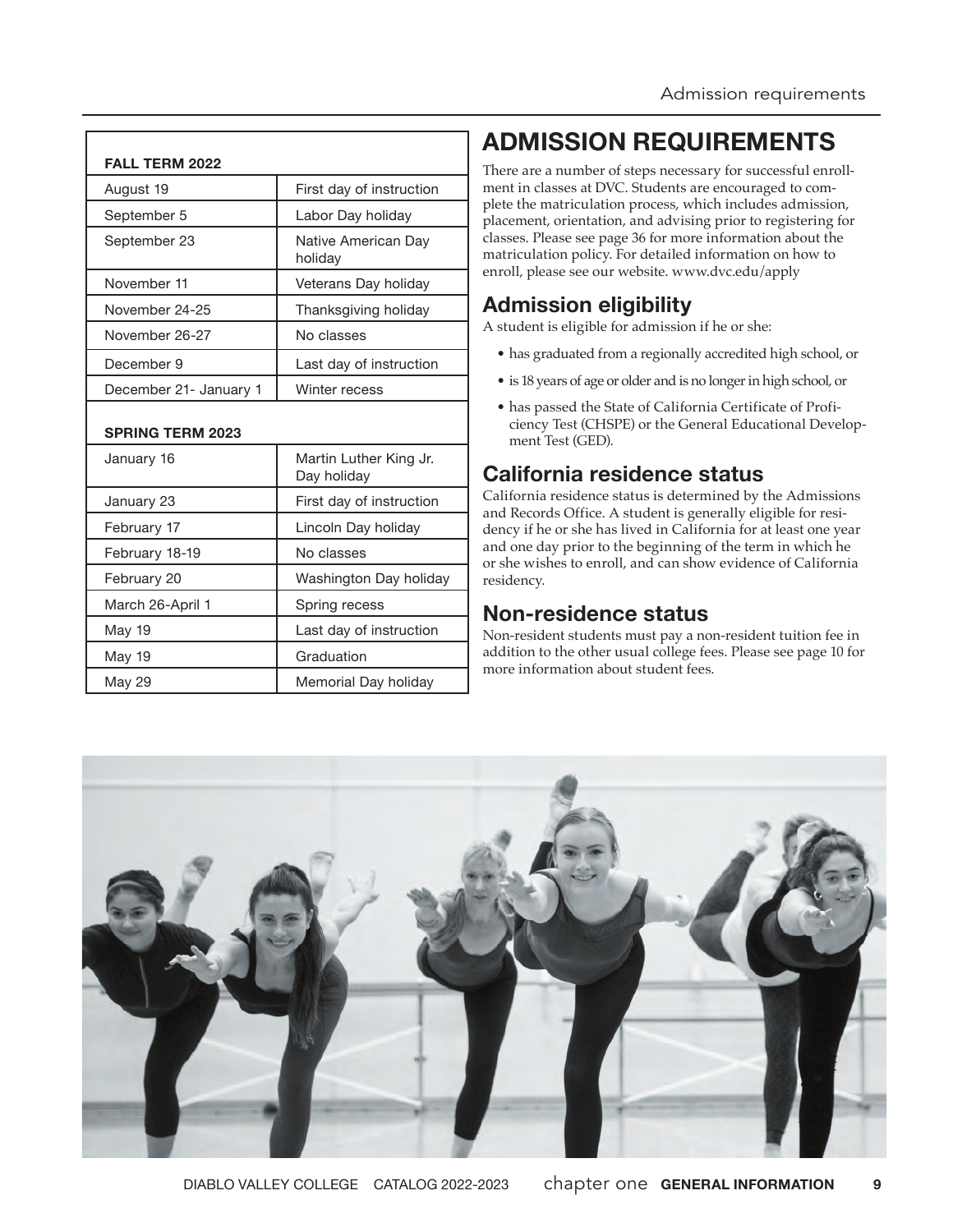| FALL TERM 2022 | |
|---|---|
| August 19 | First day of instruction |
| September 5 | Labor Day holiday |
| September 23 | Native American Day holiday |
| November 11 | Veterans Day holiday |
| November 24-25 | Thanksgiving holiday |
| November 26-27 | No classes |
| December 9 | Last day of instruction |
| December 21- January 1 | Winter recess |
| **SPRING TERM 2023** | |
| January 16 | Martin Luther King Jr. Day holiday |
| January 23 | First day of instruction |
| February 17 | Lincoln Day holiday |
| February 18-19 | No classes |
| February 20 | Washington Day holiday |
| March 26-April 1 | Spring recess |
| May 19 | Last day of instruction |
| May 19 | Graduation |
| May 29 | Memorial Day holiday |

# ADMISSION REQUIREMENTS

There are a number of steps necessary for successful enrollment in classes at DVC. Students are encouraged to complete the matriculation process, which includes admission, placement, orientation, and advising prior to registering for classes. Please see page 36 for more information about the matriculation policy. For detailed information on how to enroll, please see our website. www.dvc.edu/apply

## Admission eligibility

A student is eligible for admission if he or she:

- has graduated from a regionally accredited high school, or
- is 18 years of age or older and is no longer in high school, or
- has passed the State of California Certificate of Proficiency Test (CHSPE) or the General Educational Development Test (GED).

## California residence status

California residence status is determined by the Admissions and Records Office. A student is generally eligible for residency if he or she has lived in California for at least one year and one day prior to the beginning of the term in which he or she wishes to enroll, and can show evidence of California residency.

## Non-residence status

Non-resident students must pay a non-resident tuition fee in addition to the other usual college fees. Please see page 10 for more information about student fees.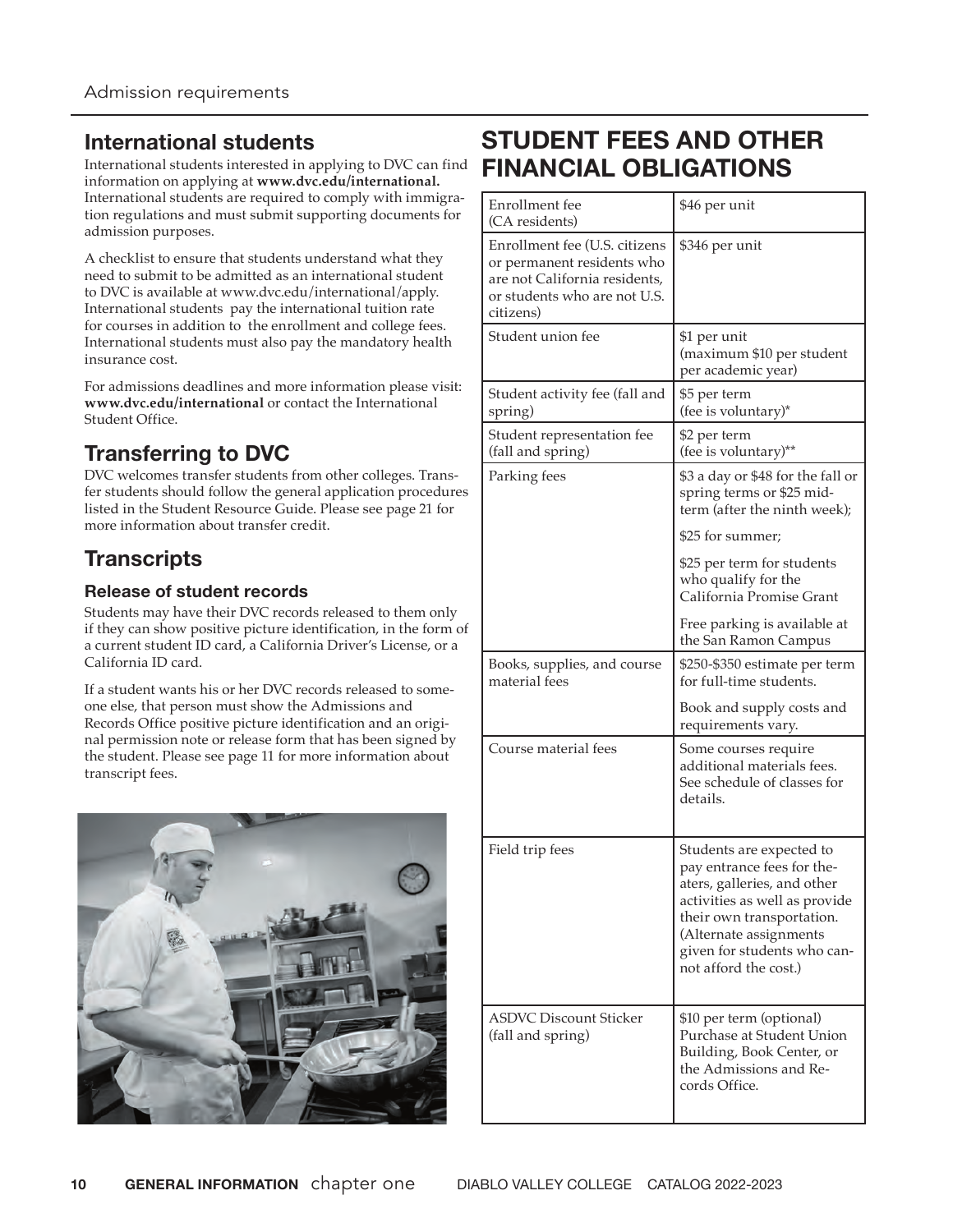## International students

International students interested in applying to DVC can find information on applying at **www.dvc.edu/international.** International students are required to comply with immigration regulations and must submit supporting documents for admission purposes.

A checklist to ensure that students understand what they need to submit to be admitted as an international student to DVC is available at www.dvc.edu/international/apply. International students pay the international tuition rate for courses in addition to the enrollment and college fees. International students must also pay the mandatory health insurance cost.

For admissions deadlines and more information please visit: **www.dvc.edu/international** or contact the International Student Office.

## Transferring to DVC

DVC welcomes transfer students from other colleges. Transfer students should follow the general application procedures listed in the Student Resource Guide. Please see page 21 for more information about transfer credit.

## Transcripts

### Release of student records

Students may have their DVC records released to them only if they can show positive picture identification, in the form of a current student ID card, a California Driver's License, or a California ID card.

If a student wants his or her DVC records released to someone else, that person must show the Admissions and Records Office positive picture identification and an original permission note or release form that has been signed by the student. Please see page 11 for more information about transcript fees.

# STUDENT FEES AND OTHER FINANCIAL OBLIGATIONS

| Fee | Amount |
|---|---|
| Enrollment fee (CA residents) | $46 per unit |
| Enrollment fee (U.S. citizens or permanent residents who are not California residents, or students who are not U.S. citizens) | $346 per unit |
| Student union fee | $1 per unit (maximum $10 per student per academic year) |
| Student activity fee (fall and spring) | $5 per term (fee is voluntary)* |
| Student representation fee (fall and spring) | $2 per term (fee is voluntary)** |
| Parking fees | $3 a day or $48 for the fall or spring terms or $25 mid-term (after the ninth week); $25 for summer; $25 per term for students who qualify for the California Promise Grant; Free parking is available at the San Ramon Campus |
| Books, supplies, and course material fees | $250-$350 estimate per term for full-time students. Book and supply costs and requirements vary. |
| Course material fees | Some courses require additional materials fees. See schedule of classes for details. |
| Field trip fees | Students are expected to pay entrance fees for theaters, galleries, and other activities as well as provide their own transportation. (Alternate assignments given for students who cannot afford the cost.) |
| ASDVC Discount Sticker (fall and spring) | $10 per term (optional) Purchase at Student Union Building, Book Center, or the Admissions and Records Office. |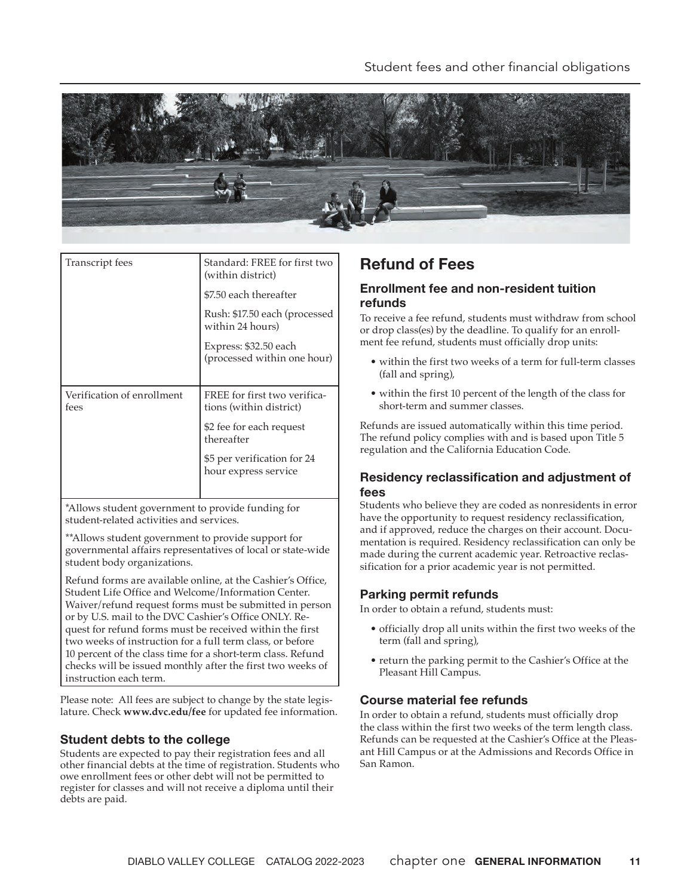| | |
|---|---|
| Transcript fees | Standard: FREE for first two (within district)<br>$7.50 each thereafter<br>Rush: $17.50 each (processed within 24 hours)<br>Express: $32.50 each (processed within one hour) |
| Verification of enrollment fees | FREE for first two verifications (within district)<br>$2 fee for each request thereafter<br>$5 per verification for 24 hour express service |

*Allows student government to provide funding for student-related activities and services.

**Allows student government to provide support for governmental affairs representatives of local or state-wide student body organizations.

Refund forms are available online, at the Cashier's Office, Student Life Office and Welcome/Information Center. Waiver/refund request forms must be submitted in person or by U.S. mail to the DVC Cashier's Office ONLY. Request for refund forms must be received within the first two weeks of instruction for a full term class, or before 10 percent of the class time for a short-term class. Refund checks will be issued monthly after the first two weeks of instruction each term.

Please note: All fees are subject to change by the state legislature. Check **www.dvc.edu/fee** for updated fee information.

### Student debts to the college

Students are expected to pay their registration fees and all other financial debts at the time of registration. Students who owe enrollment fees or other debt will not be permitted to register for classes and will not receive a diploma until their debts are paid.

## Refund of Fees

### Enrollment fee and non-resident tuition refunds

To receive a fee refund, students must withdraw from school or drop class(es) by the deadline. To qualify for an enrollment fee refund, students must officially drop units:

- within the first two weeks of a term for full-term classes (fall and spring),
- within the first 10 percent of the length of the class for short-term and summer classes.

Refunds are issued automatically within this time period. The refund policy complies with and is based upon Title 5 regulation and the California Education Code.

### Residency reclassification and adjustment of fees

Students who believe they are coded as nonresidents in error have the opportunity to request residency reclassification, and if approved, reduce the charges on their account. Documentation is required. Residency reclassification can only be made during the current academic year. Retroactive reclassification for a prior academic year is not permitted.

### Parking permit refunds

In order to obtain a refund, students must:

- officially drop all units within the first two weeks of the term (fall and spring),
- return the parking permit to the Cashier's Office at the Pleasant Hill Campus.

### Course material fee refunds

In order to obtain a refund, students must officially drop the class within the first two weeks of the term length class. Refunds can be requested at the Cashier's Office at the Pleasant Hill Campus or at the Admissions and Records Office in San Ramon.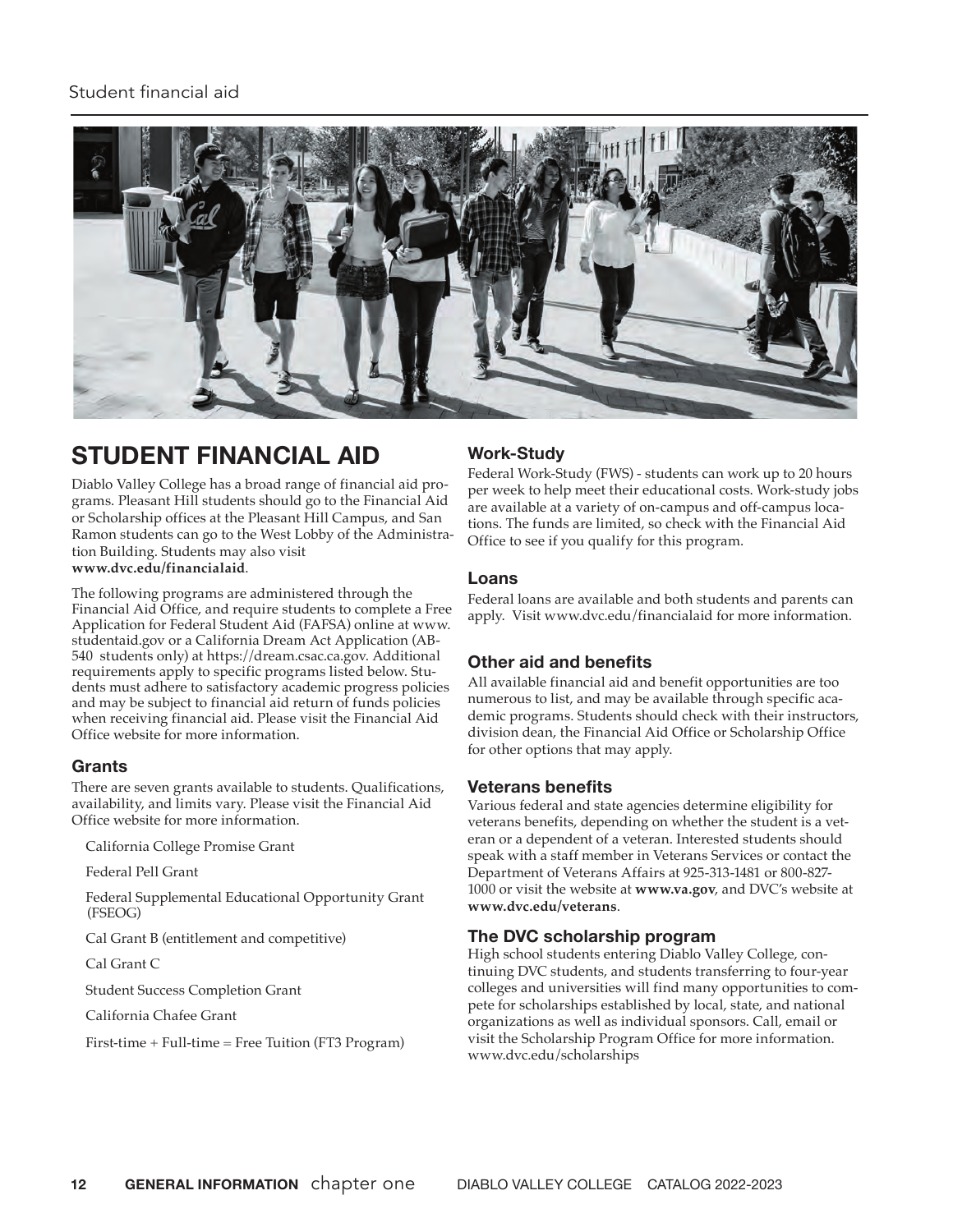# STUDENT FINANCIAL AID

Diablo Valley College has a broad range of financial aid programs. Pleasant Hill students should go to the Financial Aid or Scholarship offices at the Pleasant Hill Campus, and San Ramon students can go to the West Lobby of the Administration Building. Students may also visit **www.dvc.edu/financialaid**.

The following programs are administered through the Financial Aid Office, and require students to complete a Free Application for Federal Student Aid (FAFSA) online at www.studentaid.gov or a California Dream Act Application (AB-540 students only) at https://dream.csac.ca.gov. Additional requirements apply to specific programs listed below. Students must adhere to satisfactory academic progress policies and may be subject to financial aid return of funds policies when receiving financial aid. Please visit the Financial Aid Office website for more information.

### Grants

There are seven grants available to students. Qualifications, availability, and limits vary. Please visit the Financial Aid Office website for more information.

- California College Promise Grant
- Federal Pell Grant
- Federal Supplemental Educational Opportunity Grant (FSEOG)
- Cal Grant B (entitlement and competitive)
- Cal Grant C
- Student Success Completion Grant
- California Chafee Grant
- First-time + Full-time = Free Tuition (FT3 Program)

### Work-Study

Federal Work-Study (FWS) - students can work up to 20 hours per week to help meet their educational costs. Work-study jobs are available at a variety of on-campus and off-campus locations. The funds are limited, so check with the Financial Aid Office to see if you qualify for this program.

### Loans

Federal loans are available and both students and parents can apply. Visit www.dvc.edu/financialaid for more information.

### Other aid and benefits

All available financial aid and benefit opportunities are too numerous to list, and may be available through specific academic programs. Students should check with their instructors, division dean, the Financial Aid Office or Scholarship Office for other options that may apply.

### Veterans benefits

Various federal and state agencies determine eligibility for veterans benefits, depending on whether the student is a veteran or a dependent of a veteran. Interested students should speak with a staff member in Veterans Services or contact the Department of Veterans Affairs at 925-313-1481 or 800-827-1000 or visit the website at **www.va.gov**, and DVC's website at **www.dvc.edu/veterans**.

### The DVC scholarship program

High school students entering Diablo Valley College, continuing DVC students, and students transferring to four-year colleges and universities will find many opportunities to compete for scholarships established by local, state, and national organizations as well as individual sponsors. Call, email or visit the Scholarship Program Office for more information. www.dvc.edu/scholarships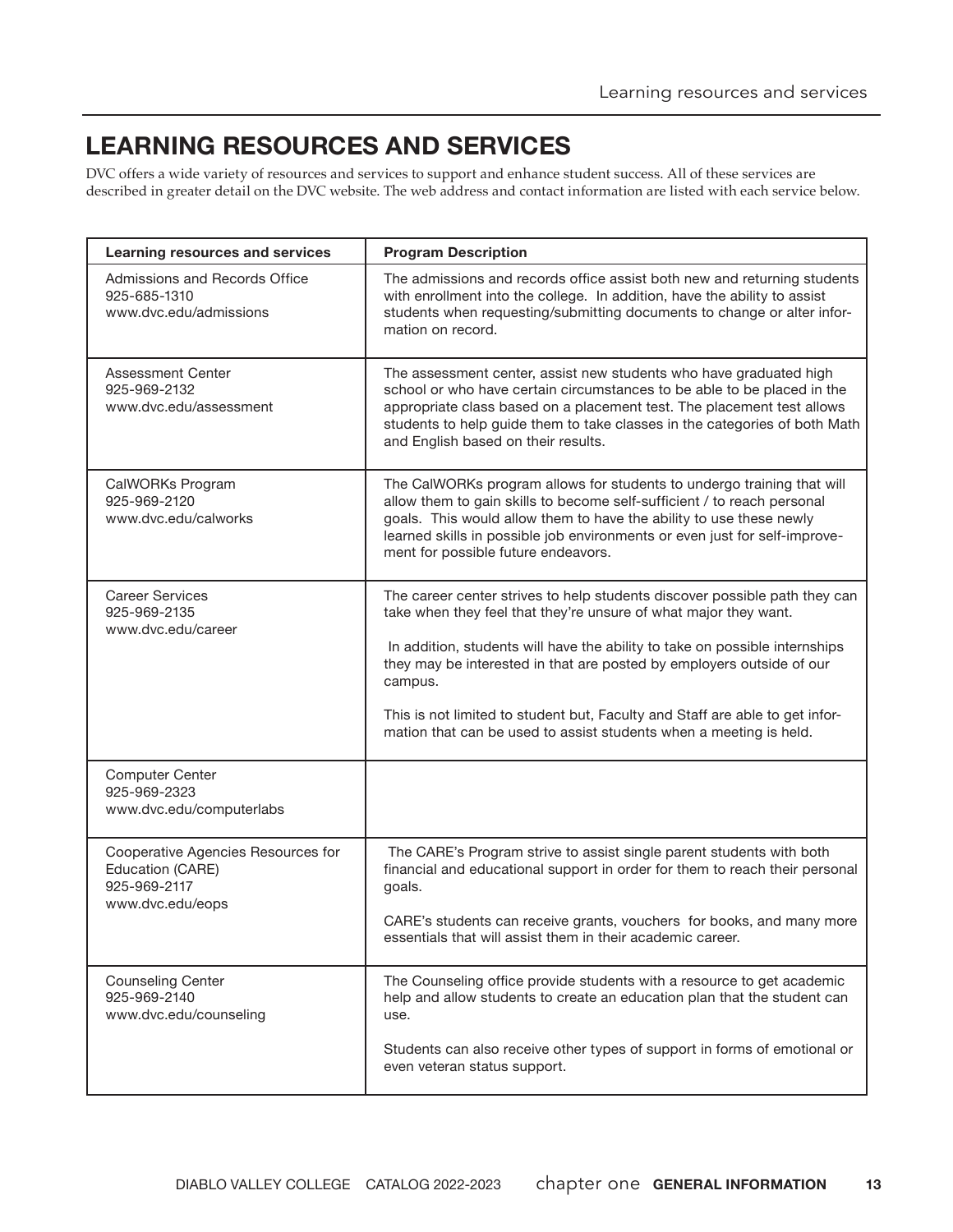# LEARNING RESOURCES AND SERVICES

DVC offers a wide variety of resources and services to support and enhance student success. All of these services are described in greater detail on the DVC website. The web address and contact information are listed with each service below.

| Learning resources and services | Program Description |
|---|---|
| Admissions and Records Office<br>925-685-1310<br>www.dvc.edu/admissions | The admissions and records office assist both new and returning students with enrollment into the college. In addition, have the ability to assist students when requesting/submitting documents to change or alter information on record. |
| Assessment Center<br>925-969-2132<br>www.dvc.edu/assessment | The assessment center, assist new students who have graduated high school or who have certain circumstances to be able to be placed in the appropriate class based on a placement test. The placement test allows students to help guide them to take classes in the categories of both Math and English based on their results. |
| CalWORKs Program<br>925-969-2120<br>www.dvc.edu/calworks | The CalWORKs program allows for students to undergo training that will allow them to gain skills to become self-sufficient / to reach personal goals. This would allow them to have the ability to use these newly learned skills in possible job environments or even just for self-improvement for possible future endeavors. |
| Career Services<br>925-969-2135<br>www.dvc.edu/career | The career center strives to help students discover possible path they can take when they feel that they're unsure of what major they want.<br><br>In addition, students will have the ability to take on possible internships they may be interested in that are posted by employers outside of our campus.<br><br>This is not limited to student but, Faculty and Staff are able to get information that can be used to assist students when a meeting is held. |
| Computer Center<br>925-969-2323<br>www.dvc.edu/computerlabs | |
| Cooperative Agencies Resources for Education (CARE)<br>925-969-2117<br>www.dvc.edu/eops | The CARE's Program strive to assist single parent students with both financial and educational support in order for them to reach their personal goals.<br><br>CARE's students can receive grants, vouchers for books, and many more essentials that will assist them in their academic career. |
| Counseling Center<br>925-969-2140<br>www.dvc.edu/counseling | The Counseling office provide students with a resource to get academic help and allow students to create an education plan that the student can use.<br><br>Students can also receive other types of support in forms of emotional or even veteran status support. |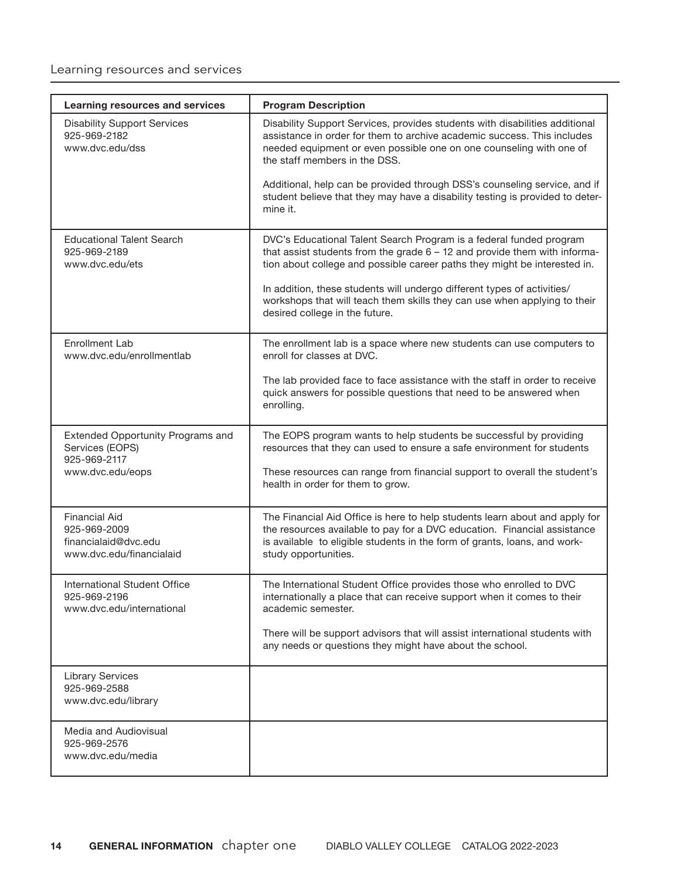## Learning resources and services

| Learning resources and services | Program Description |
|---|---|
| Disability Support Services<br>925-969-2182<br>www.dvc.edu/dss | Disability Support Services, provides students with disabilities additional assistance in order for them to archive academic success. This includes needed equipment or even possible one on one counseling with one of the staff members in the DSS.<br><br>Additional, help can be provided through DSS's counseling service, and if student believe that they may have a disability testing is provided to determine it. |
| Educational Talent Search<br>925-969-2189<br>www.dvc.edu/ets | DVC's Educational Talent Search Program is a federal funded program that assist students from the grade 6 – 12 and provide them with information about college and possible career paths they might be interested in.<br><br>In addition, these students will undergo different types of activities/workshops that will teach them skills they can use when applying to their desired college in the future. |
| Enrollment Lab<br>www.dvc.edu/enrollmentlab | The enrollment lab is a space where new students can use computers to enroll for classes at DVC.<br><br>The lab provided face to face assistance with the staff in order to receive quick answers for possible questions that need to be answered when enrolling. |
| Extended Opportunity Programs and Services (EOPS)<br>925-969-2117<br>www.dvc.edu/eops | The EOPS program wants to help students be successful by providing resources that they can used to ensure a safe environment for students<br><br>These resources can range from financial support to overall the student's health in order for them to grow. |
| Financial Aid<br>925-969-2009<br>financialaid@dvc.edu<br>www.dvc.edu/financialaid | The Financial Aid Office is here to help students learn about and apply for the resources available to pay for a DVC education. Financial assistance is available to eligible students in the form of grants, loans, and work-study opportunities. |
| International Student Office<br>925-969-2196<br>www.dvc.edu/international | The International Student Office provides those who enrolled to DVC internationally a place that can receive support when it comes to their academic semester.<br><br>There will be support advisors that will assist international students with any needs or questions they might have about the school. |
| Library Services<br>925-969-2588<br>www.dvc.edu/library | |
| Media and Audiovisual<br>925-969-2576<br>www.dvc.edu/media | |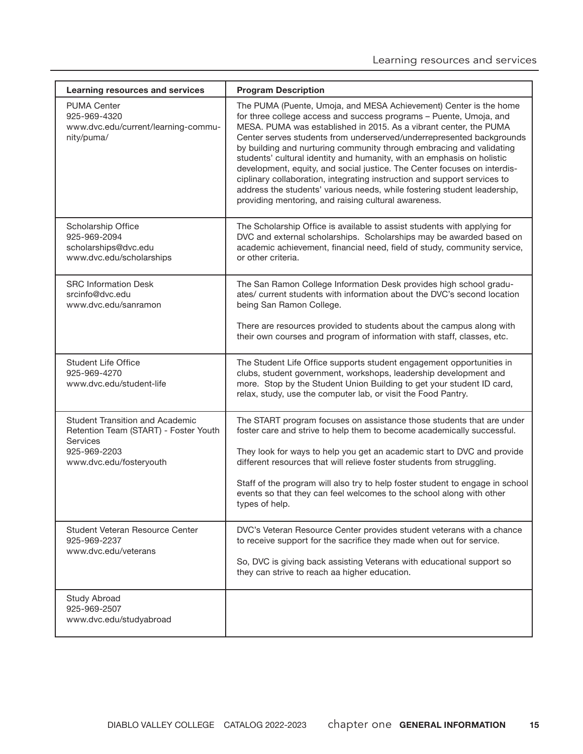| Learning resources and services | Program Description |
|---|---|
| PUMA Center<br>925-969-4320<br>www.dvc.edu/current/learning-community/puma/ | The PUMA (Puente, Umoja, and MESA Achievement) Center is the home for three college access and success programs – Puente, Umoja, and MESA. PUMA was established in 2015. As a vibrant center, the PUMA Center serves students from underserved/underrepresented backgrounds by building and nurturing community through embracing and validating students' cultural identity and humanity, with an emphasis on holistic development, equity, and social justice. The Center focuses on interdisciplinary collaboration, integrating instruction and support services to address the students' various needs, while fostering student leadership, providing mentoring, and raising cultural awareness. |
| Scholarship Office<br>925-969-2094<br>scholarships@dvc.edu<br>www.dvc.edu/scholarships | The Scholarship Office is available to assist students with applying for DVC and external scholarships. Scholarships may be awarded based on academic achievement, financial need, field of study, community service, or other criteria. |
| SRC Information Desk<br>srcinfo@dvc.edu<br>www.dvc.edu/sanramon | The San Ramon College Information Desk provides high school graduates/ current students with information about the DVC's second location being San Ramon College.<br><br>There are resources provided to students about the campus along with their own courses and program of information with staff, classes, etc. |
| Student Life Office<br>925-969-4270<br>www.dvc.edu/student-life | The Student Life Office supports student engagement opportunities in clubs, student government, workshops, leadership development and more. Stop by the Student Union Building to get your student ID card, relax, study, use the computer lab, or visit the Food Pantry. |
| Student Transition and Academic Retention Team (START) - Foster Youth Services<br>925-969-2203<br>www.dvc.edu/fosteryouth | The START program focuses on assistance those students that are under foster care and strive to help them to become academically successful.<br><br>They look for ways to help you get an academic start to DVC and provide different resources that will relieve foster students from struggling.<br><br>Staff of the program will also try to help foster student to engage in school events so that they can feel welcomes to the school along with other types of help. |
| Student Veteran Resource Center<br>925-969-2237<br>www.dvc.edu/veterans | DVC's Veteran Resource Center provides student veterans with a chance to receive support for the sacrifice they made when out for service.<br><br>So, DVC is giving back assisting Veterans with educational support so they can strive to reach aa higher education. |
| Study Abroad<br>925-969-2507<br>www.dvc.edu/studyabroad | |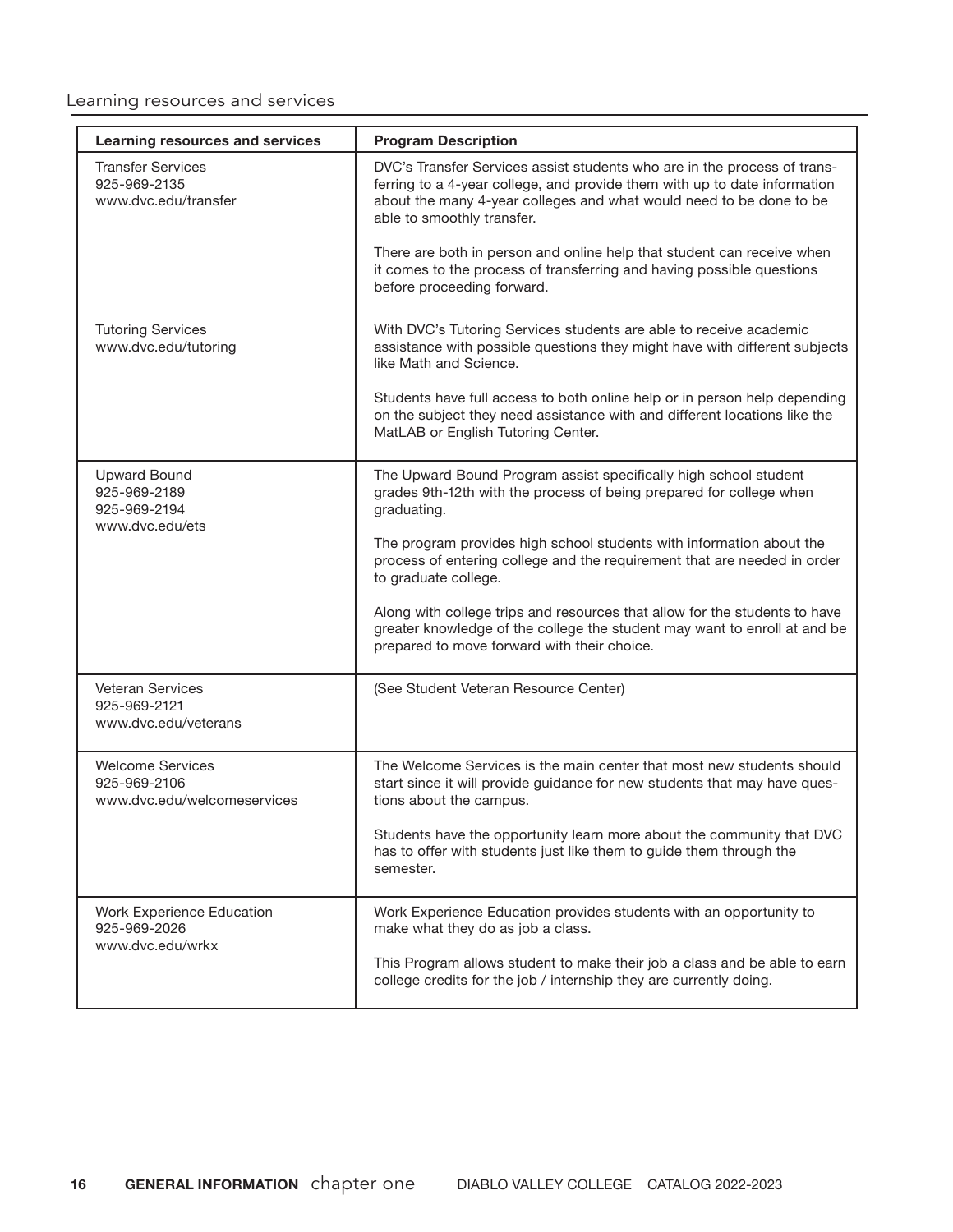## Learning resources and services

| Learning resources and services | Program Description |
|---|---|
| Transfer Services<br>925-969-2135<br>www.dvc.edu/transfer | DVC's Transfer Services assist students who are in the process of transferring to a 4-year college, and provide them with up to date information about the many 4-year colleges and what would need to be done to be able to smoothly transfer.<br><br>There are both in person and online help that student can receive when it comes to the process of transferring and having possible questions before proceeding forward. |
| Tutoring Services<br>www.dvc.edu/tutoring | With DVC's Tutoring Services students are able to receive academic assistance with possible questions they might have with different subjects like Math and Science.<br><br>Students have full access to both online help or in person help depending on the subject they need assistance with and different locations like the MatLAB or English Tutoring Center. |
| Upward Bound<br>925-969-2189<br>925-969-2194<br>www.dvc.edu/ets | The Upward Bound Program assist specifically high school student grades 9th-12th with the process of being prepared for college when graduating.<br><br>The program provides high school students with information about the process of entering college and the requirement that are needed in order to graduate college.<br><br>Along with college trips and resources that allow for the students to have greater knowledge of the college the student may want to enroll at and be prepared to move forward with their choice. |
| Veteran Services<br>925-969-2121<br>www.dvc.edu/veterans | (See Student Veteran Resource Center) |
| Welcome Services<br>925-969-2106<br>www.dvc.edu/welcomeservices | The Welcome Services is the main center that most new students should start since it will provide guidance for new students that may have questions about the campus.<br><br>Students have the opportunity learn more about the community that DVC has to offer with students just like them to guide them through the semester. |
| Work Experience Education<br>925-969-2026<br>www.dvc.edu/wrkx | Work Experience Education provides students with an opportunity to make what they do as job a class.<br><br>This Program allows student to make their job a class and be able to earn college credits for the job / internship they are currently doing. |